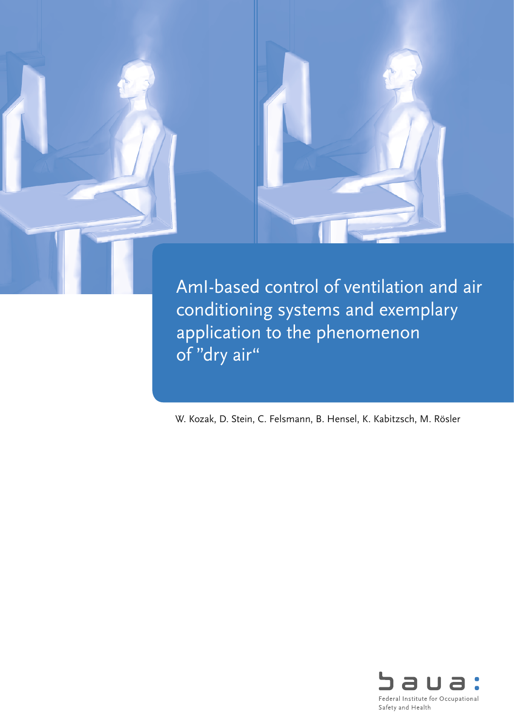# AmI-based control of ventilation and air conditioning systems and exemplary application to the phenomenon of "dry air"

W. Kozak, D. Stein, C. Felsmann, B. Hensel, K. Kabitzsch, M. Rösler

baua: Federal Institute for Occupational Safety and Health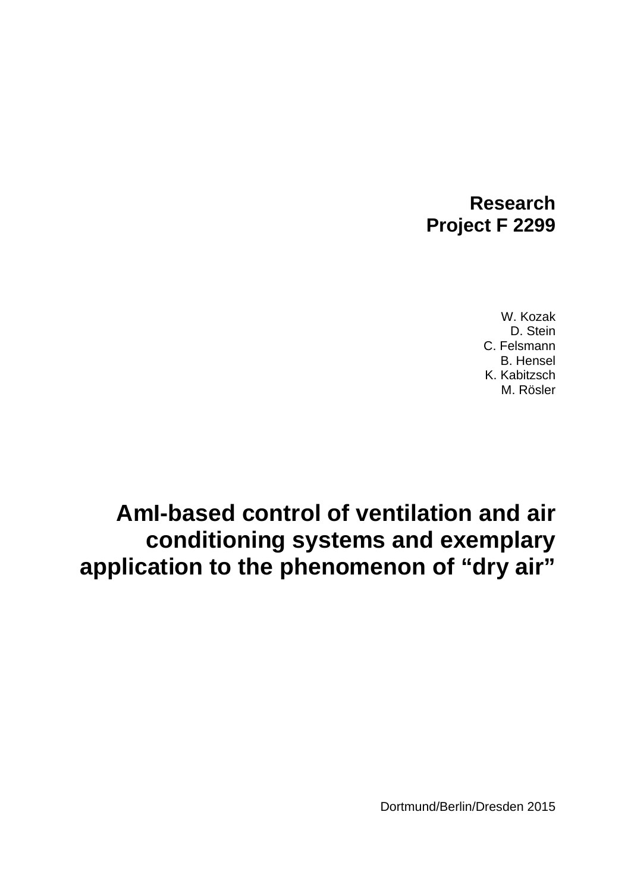**Research**
**Project F 2299**

W. Kozak
D. Stein
C. Felsmann
B. Hensel
K. Kabitzsch
M. Rösler

# AmI-based control of ventilation and air conditioning systems and exemplary application to the phenomenon of “dry air”

Dortmund/Berlin/Dresden 2015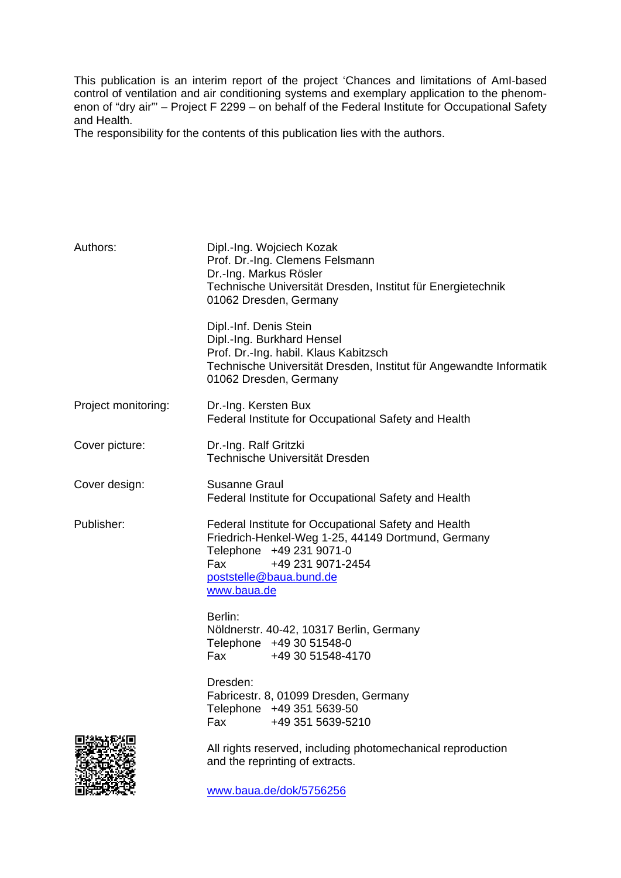This publication is an interim report of the project 'Chances and limitations of AmI-based control of ventilation and air conditioning systems and exemplary application to the phenomenon of "dry air"' – Project F 2299 – on behalf of the Federal Institute for Occupational Safety and Health.
The responsibility for the contents of this publication lies with the authors.

| | |
|---|---|
| Authors: | Dipl.-Ing. Wojciech Kozak<br>Prof. Dr.-Ing. Clemens Felsmann<br>Dr.-Ing. Markus Rösler<br>Technische Universität Dresden, Institut für Energietechnik<br>01062 Dresden, Germany |
| | Dipl.-Inf. Denis Stein<br>Dipl.-Ing. Burkhard Hensel<br>Prof. Dr.-Ing. habil. Klaus Kabitzsch<br>Technische Universität Dresden, Institut für Angewandte Informatik<br>01062 Dresden, Germany |
| Project monitoring: | Dr.-Ing. Kersten Bux<br>Federal Institute for Occupational Safety and Health |
| Cover picture: | Dr.-Ing. Ralf Gritzki<br>Technische Universität Dresden |
| Cover design: | Susanne Graul<br>Federal Institute for Occupational Safety and Health |
| Publisher: | Federal Institute for Occupational Safety and Health<br>Friedrich-Henkel-Weg 1-25, 44149 Dortmund, Germany<br>Telephone +49 231 9071-0<br>Fax +49 231 9071-2454<br>poststelle@baua.bund.de<br>www.baua.de |
| | Berlin:<br>Nöldnerstr. 40-42, 10317 Berlin, Germany<br>Telephone +49 30 51548-0<br>Fax +49 30 51548-4170 |
| | Dresden:<br>Fabricestr. 8, 01099 Dresden, Germany<br>Telephone +49 351 5639-50<br>Fax +49 351 5639-5210 |
| | All rights reserved, including photomechanical reproduction and the reprinting of extracts. |
| | www.baua.de/dok/5756256 |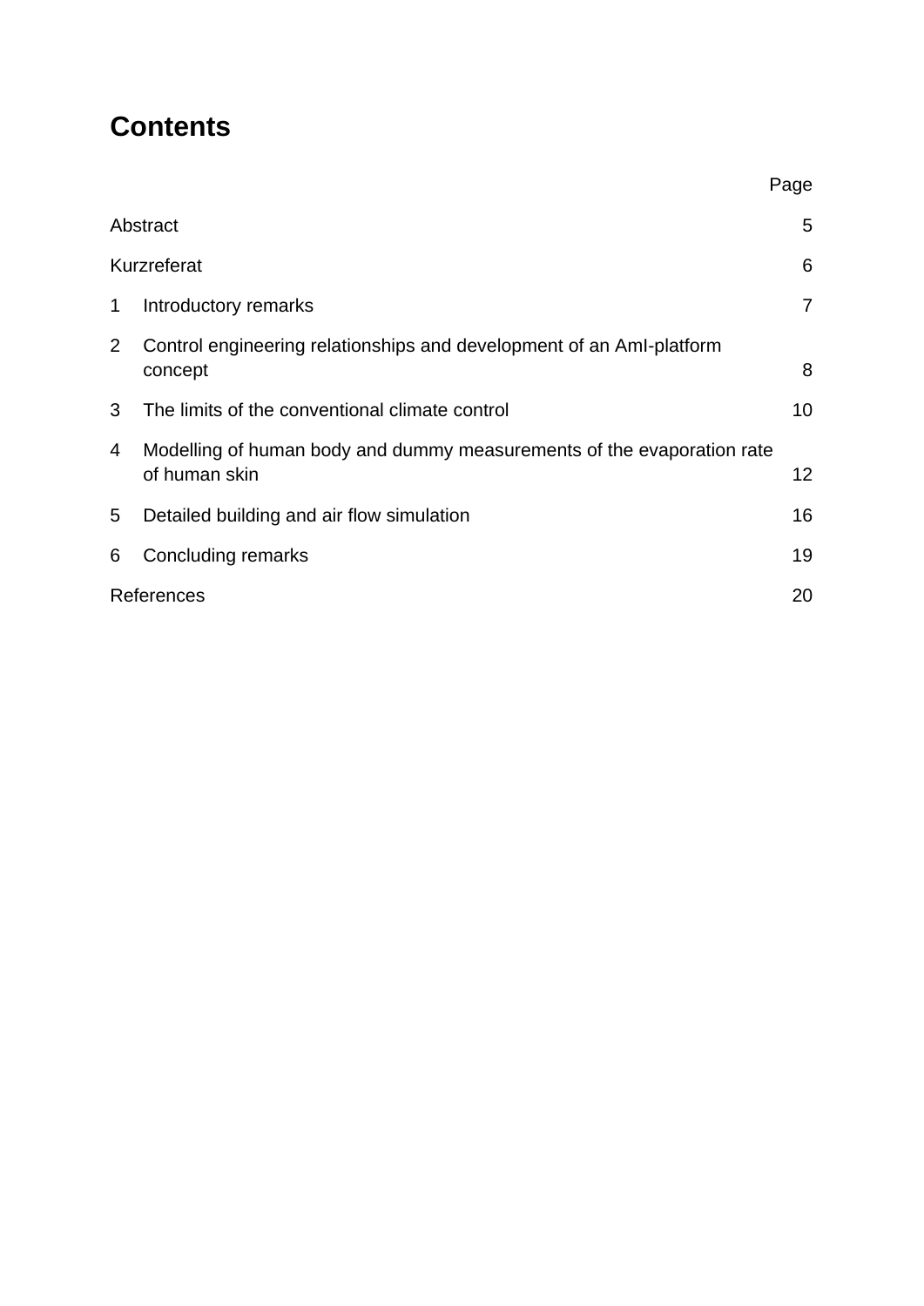# Contents

| | | Page |
|---|---|---|
| Abstract | | 5 |
| Kurzreferat | | 6 |
| 1 | Introductory remarks | 7 |
| 2 | Control engineering relationships and development of an AmI-platform concept | 8 |
| 3 | The limits of the conventional climate control | 10 |
| 4 | Modelling of human body and dummy measurements of the evaporation rate of human skin | 12 |
| 5 | Detailed building and air flow simulation | 16 |
| 6 | Concluding remarks | 19 |
| References | | 20 |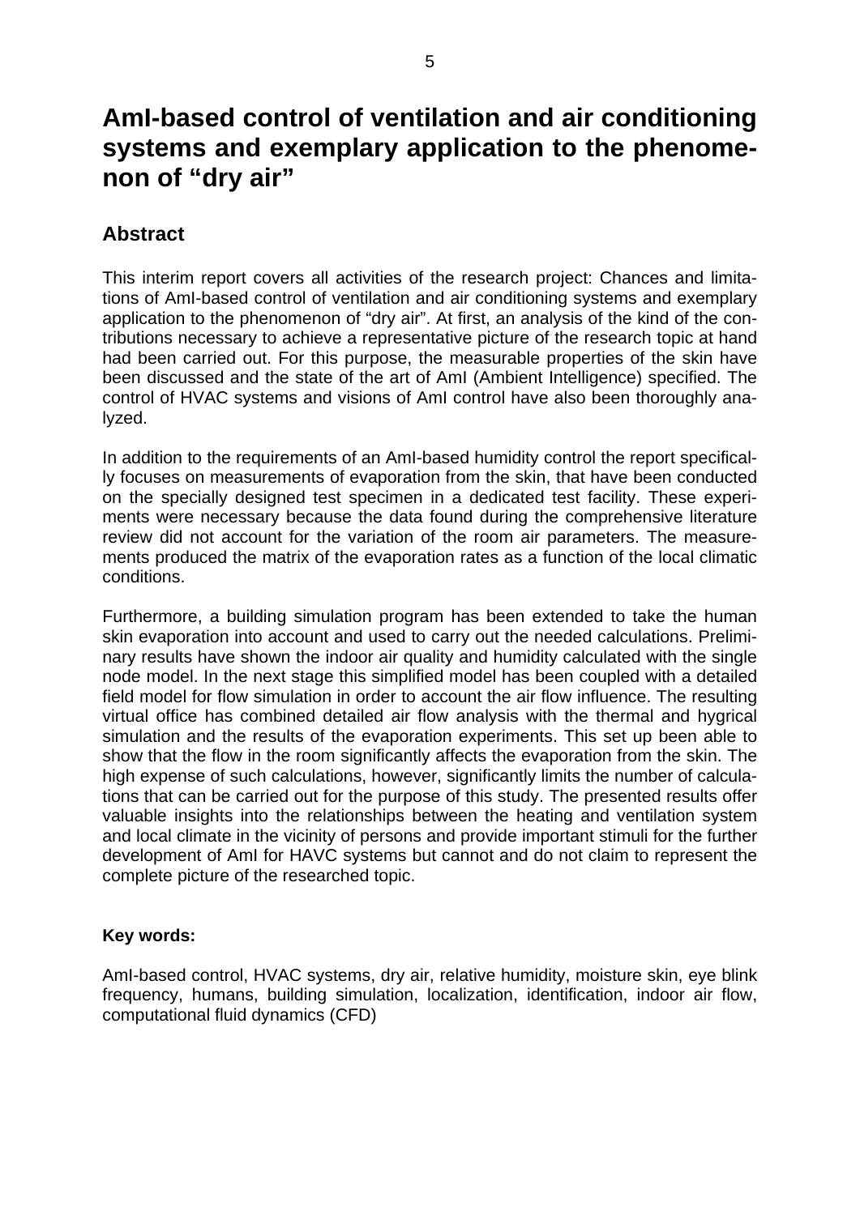# AmI-based control of ventilation and air conditioning systems and exemplary application to the phenomenon of "dry air"

## Abstract

This interim report covers all activities of the research project: Chances and limitations of AmI-based control of ventilation and air conditioning systems and exemplary application to the phenomenon of "dry air". At first, an analysis of the kind of the contributions necessary to achieve a representative picture of the research topic at hand had been carried out. For this purpose, the measurable properties of the skin have been discussed and the state of the art of AmI (Ambient Intelligence) specified. The control of HVAC systems and visions of AmI control have also been thoroughly analyzed.

In addition to the requirements of an AmI-based humidity control the report specifically focuses on measurements of evaporation from the skin, that have been conducted on the specially designed test specimen in a dedicated test facility. These experiments were necessary because the data found during the comprehensive literature review did not account for the variation of the room air parameters. The measurements produced the matrix of the evaporation rates as a function of the local climatic conditions.

Furthermore, a building simulation program has been extended to take the human skin evaporation into account and used to carry out the needed calculations. Preliminary results have shown the indoor air quality and humidity calculated with the single node model. In the next stage this simplified model has been coupled with a detailed field model for flow simulation in order to account the air flow influence. The resulting virtual office has combined detailed air flow analysis with the thermal and hygrical simulation and the results of the evaporation experiments. This set up been able to show that the flow in the room significantly affects the evaporation from the skin. The high expense of such calculations, however, significantly limits the number of calculations that can be carried out for the purpose of this study. The presented results offer valuable insights into the relationships between the heating and ventilation system and local climate in the vicinity of persons and provide important stimuli for the further development of AmI for HAVC systems but cannot and do not claim to represent the complete picture of the researched topic.

**Key words:**

AmI-based control, HVAC systems, dry air, relative humidity, moisture skin, eye blink frequency, humans, building simulation, localization, identification, indoor air flow, computational fluid dynamics (CFD)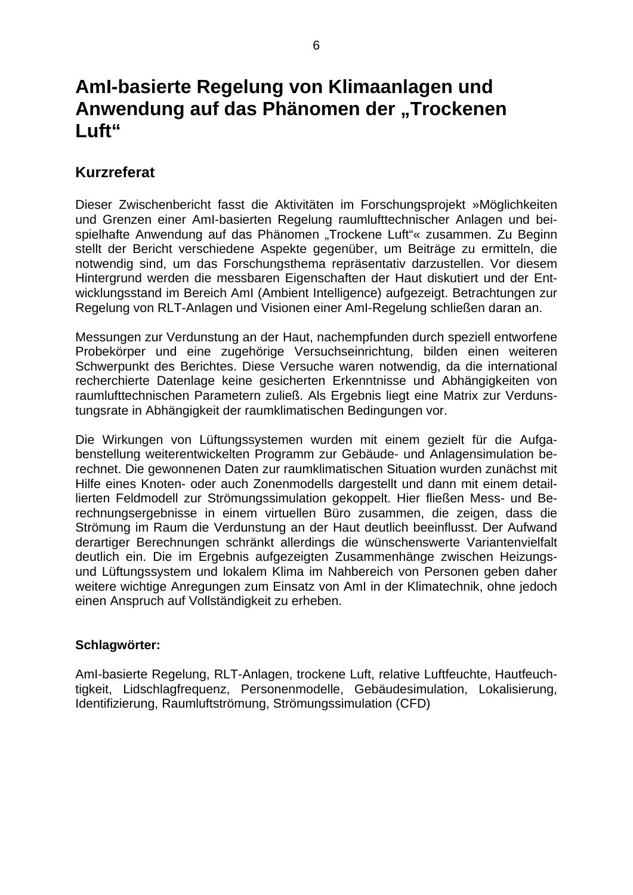# AmI-basierte Regelung von Klimaanlagen und Anwendung auf das Phänomen der „Trockenen Luft“

## Kurzreferat

Dieser Zwischenbericht fasst die Aktivitäten im Forschungsprojekt »Möglichkeiten und Grenzen einer AmI-basierten Regelung raumlufttechnischer Anlagen und beispielhafte Anwendung auf das Phänomen „Trockene Luft“« zusammen. Zu Beginn stellt der Bericht verschiedene Aspekte gegenüber, um Beiträge zu ermitteln, die notwendig sind, um das Forschungsthema repräsentativ darzustellen. Vor diesem Hintergrund werden die messbaren Eigenschaften der Haut diskutiert und der Entwicklungsstand im Bereich AmI (Ambient Intelligence) aufgezeigt. Betrachtungen zur Regelung von RLT-Anlagen und Visionen einer AmI-Regelung schließen daran an.

Messungen zur Verdunstung an der Haut, nachempfunden durch speziell entworfene Probekörper und eine zugehörige Versuchseinrichtung, bilden einen weiteren Schwerpunkt des Berichtes. Diese Versuche waren notwendig, da die international recherchierte Datenlage keine gesicherten Erkenntnisse und Abhängigkeiten von raumlufttechnischen Parametern zuließ. Als Ergebnis liegt eine Matrix zur Verdunstungsrate in Abhängigkeit der raumklimatischen Bedingungen vor.

Die Wirkungen von Lüftungssystemen wurden mit einem gezielt für die Aufgabenstellung weiterentwickelten Programm zur Gebäude- und Anlagensimulation berechnet. Die gewonnenen Daten zur raumklimatischen Situation wurden zunächst mit Hilfe eines Knoten- oder auch Zonenmodells dargestellt und dann mit einem detaillierten Feldmodell zur Strömungssimulation gekoppelt. Hier fließen Mess- und Berechnungsergebnisse in einem virtuellen Büro zusammen, die zeigen, dass die Strömung im Raum die Verdunstung an der Haut deutlich beeinflusst. Der Aufwand derartiger Berechnungen schränkt allerdings die wünschenswerte Variantenvielfalt deutlich ein. Die im Ergebnis aufgezeigten Zusammenhänge zwischen Heizungs- und Lüftungssystem und lokalem Klima im Nahbereich von Personen geben daher weitere wichtige Anregungen zum Einsatz von AmI in der Klimatechnik, ohne jedoch einen Anspruch auf Vollständigkeit zu erheben.

**Schlagwörter:**

AmI-basierte Regelung, RLT-Anlagen, trockene Luft, relative Luftfeuchte, Hautfeuchtigkeit, Lidschlagfrequenz, Personenmodelle, Gebäudesimulation, Lokalisierung, Identifizierung, Raumluftströmung, Strömungssimulation (CFD)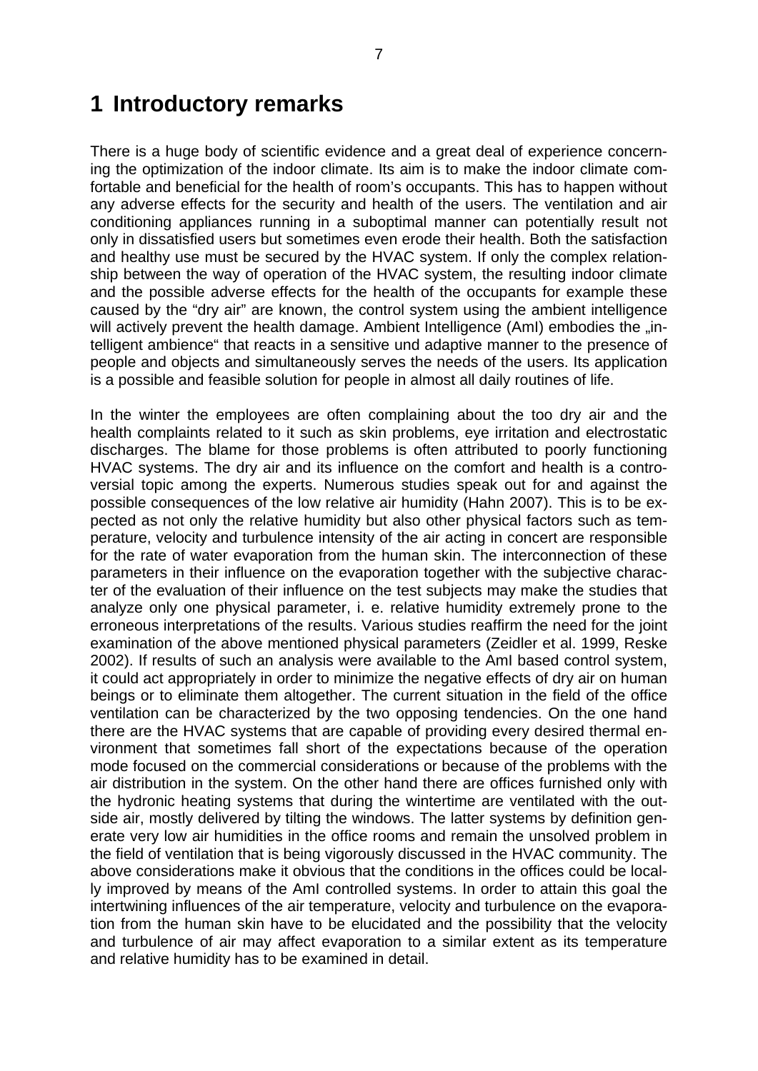# 1 Introductory remarks

There is a huge body of scientific evidence and a great deal of experience concerning the optimization of the indoor climate. Its aim is to make the indoor climate comfortable and beneficial for the health of room's occupants. This has to happen without any adverse effects for the security and health of the users. The ventilation and air conditioning appliances running in a suboptimal manner can potentially result not only in dissatisfied users but sometimes even erode their health. Both the satisfaction and healthy use must be secured by the HVAC system. If only the complex relationship between the way of operation of the HVAC system, the resulting indoor climate and the possible adverse effects for the health of the occupants for example these caused by the "dry air" are known, the control system using the ambient intelligence will actively prevent the health damage. Ambient Intelligence (AmI) embodies the „intelligent ambience" that reacts in a sensitive und adaptive manner to the presence of people and objects and simultaneously serves the needs of the users. Its application is a possible and feasible solution for people in almost all daily routines of life.

In the winter the employees are often complaining about the too dry air and the health complaints related to it such as skin problems, eye irritation and electrostatic discharges. The blame for those problems is often attributed to poorly functioning HVAC systems. The dry air and its influence on the comfort and health is a controversial topic among the experts. Numerous studies speak out for and against the possible consequences of the low relative air humidity (Hahn 2007). This is to be expected as not only the relative humidity but also other physical factors such as temperature, velocity and turbulence intensity of the air acting in concert are responsible for the rate of water evaporation from the human skin. The interconnection of these parameters in their influence on the evaporation together with the subjective character of the evaluation of their influence on the test subjects may make the studies that analyze only one physical parameter, i. e. relative humidity extremely prone to the erroneous interpretations of the results. Various studies reaffirm the need for the joint examination of the above mentioned physical parameters (Zeidler et al. 1999, Reske 2002). If results of such an analysis were available to the AmI based control system, it could act appropriately in order to minimize the negative effects of dry air on human beings or to eliminate them altogether. The current situation in the field of the office ventilation can be characterized by the two opposing tendencies. On the one hand there are the HVAC systems that are capable of providing every desired thermal environment that sometimes fall short of the expectations because of the operation mode focused on the commercial considerations or because of the problems with the air distribution in the system. On the other hand there are offices furnished only with the hydronic heating systems that during the wintertime are ventilated with the outside air, mostly delivered by tilting the windows. The latter systems by definition generate very low air humidities in the office rooms and remain the unsolved problem in the field of ventilation that is being vigorously discussed in the HVAC community. The above considerations make it obvious that the conditions in the offices could be locally improved by means of the AmI controlled systems. In order to attain this goal the intertwining influences of the air temperature, velocity and turbulence on the evaporation from the human skin have to be elucidated and the possibility that the velocity and turbulence of air may affect evaporation to a similar extent as its temperature and relative humidity has to be examined in detail.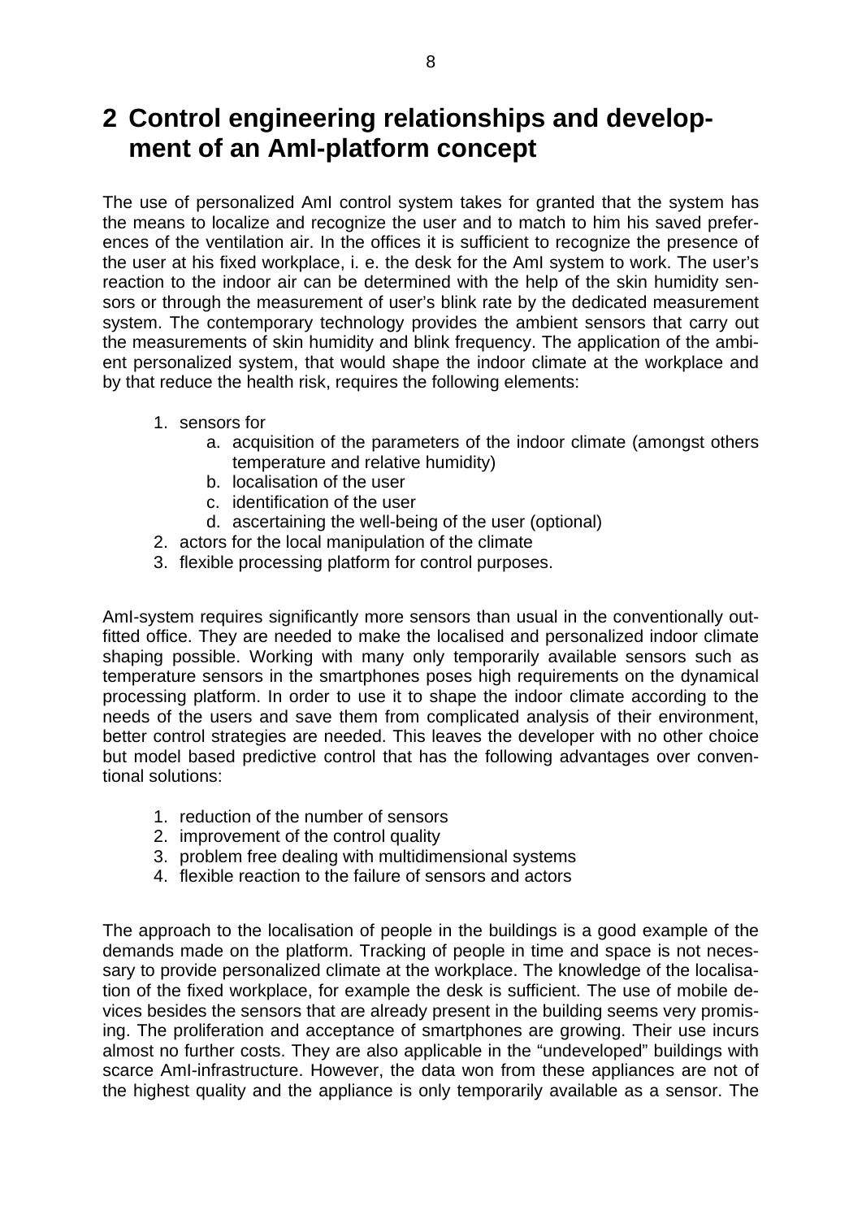# 2 Control engineering relationships and development of an AmI-platform concept

The use of personalized AmI control system takes for granted that the system has the means to localize and recognize the user and to match to him his saved preferences of the ventilation air. In the offices it is sufficient to recognize the presence of the user at his fixed workplace, i. e. the desk for the AmI system to work. The user's reaction to the indoor air can be determined with the help of the skin humidity sensors or through the measurement of user's blink rate by the dedicated measurement system. The contemporary technology provides the ambient sensors that carry out the measurements of skin humidity and blink frequency. The application of the ambient personalized system, that would shape the indoor climate at the workplace and by that reduce the health risk, requires the following elements:

1. sensors for
   a. acquisition of the parameters of the indoor climate (amongst others temperature and relative humidity)
   b. localisation of the user
   c. identification of the user
   d. ascertaining the well-being of the user (optional)
2. actors for the local manipulation of the climate
3. flexible processing platform for control purposes.

AmI-system requires significantly more sensors than usual in the conventionally outfitted office. They are needed to make the localised and personalized indoor climate shaping possible. Working with many only temporarily available sensors such as temperature sensors in the smartphones poses high requirements on the dynamical processing platform. In order to use it to shape the indoor climate according to the needs of the users and save them from complicated analysis of their environment, better control strategies are needed. This leaves the developer with no other choice but model based predictive control that has the following advantages over conventional solutions:

1. reduction of the number of sensors
2. improvement of the control quality
3. problem free dealing with multidimensional systems
4. flexible reaction to the failure of sensors and actors

The approach to the localisation of people in the buildings is a good example of the demands made on the platform. Tracking of people in time and space is not necessary to provide personalized climate at the workplace. The knowledge of the localisation of the fixed workplace, for example the desk is sufficient. The use of mobile devices besides the sensors that are already present in the building seems very promising. The proliferation and acceptance of smartphones are growing. Their use incurs almost no further costs. They are also applicable in the "undeveloped" buildings with scarce AmI-infrastructure. However, the data won from these appliances are not of the highest quality and the appliance is only temporarily available as a sensor. The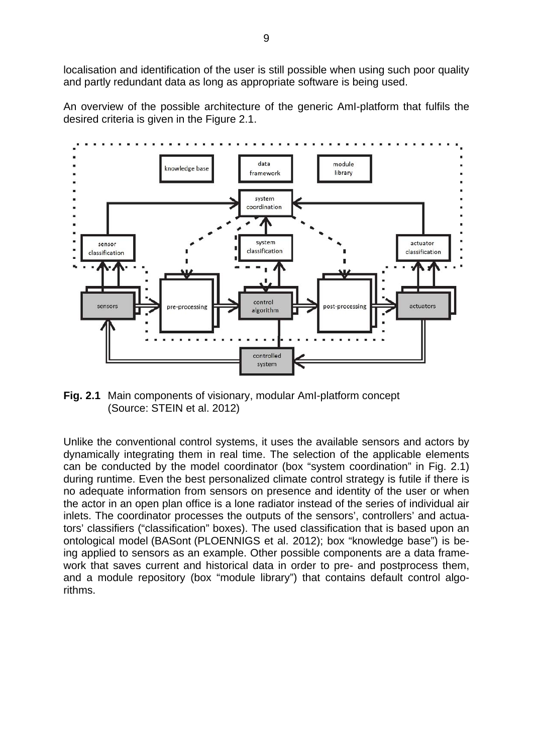localisation and identification of the user is still possible when using such poor quality and partly redundant data as long as appropriate software is being used.

An overview of the possible architecture of the generic AmI-platform that fulfils the desired criteria is given in the Figure 2.1.

**Fig. 2.1** Main components of visionary, modular AmI-platform concept (Source: STEIN et al. 2012)

Unlike the conventional control systems, it uses the available sensors and actors by dynamically integrating them in real time. The selection of the applicable elements can be conducted by the model coordinator (box "system coordination" in Fig. 2.1) during runtime. Even the best personalized climate control strategy is futile if there is no adequate information from sensors on presence and identity of the user or when the actor in an open plan office is a lone radiator instead of the series of individual air inlets. The coordinator processes the outputs of the sensors', controllers' and actuators' classifiers ("classification" boxes). The used classification that is based upon an ontological model (BASont (PLOENNIGS et al. 2012); box "knowledge base") is being applied to sensors as an example. Other possible components are a data framework that saves current and historical data in order to pre- and postprocess them, and a module repository (box "module library") that contains default control algorithms.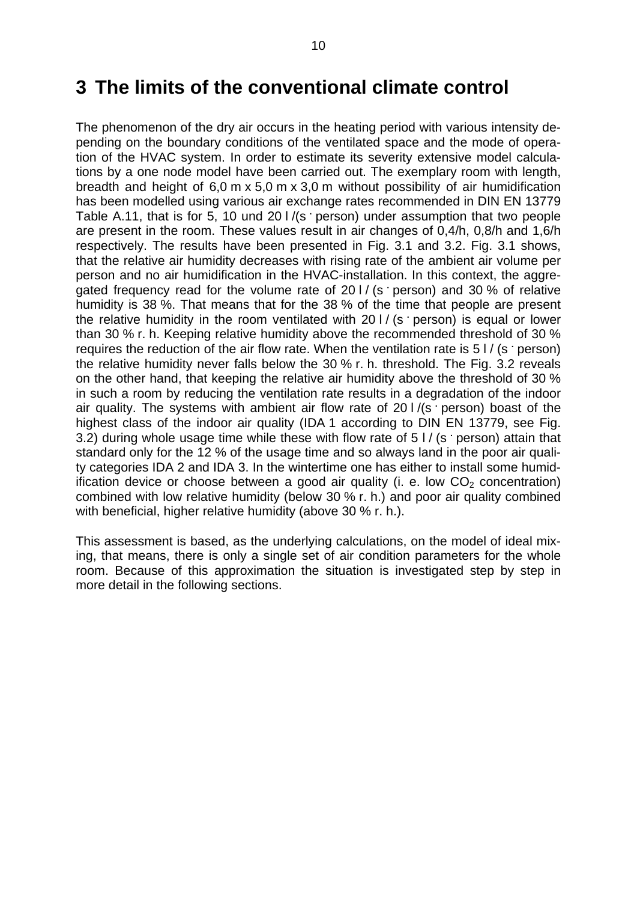# 3 The limits of the conventional climate control

The phenomenon of the dry air occurs in the heating period with various intensity depending on the boundary conditions of the ventilated space and the mode of operation of the HVAC system. In order to estimate its severity extensive model calculations by a one node model have been carried out. The exemplary room with length, breadth and height of 6,0 m x 5,0 m x 3,0 m without possibility of air humidification has been modelled using various air exchange rates recommended in DIN EN 13779 Table A.11, that is for 5, 10 und 20 l /(s · person) under assumption that two people are present in the room. These values result in air changes of 0,4/h, 0,8/h and 1,6/h respectively. The results have been presented in Fig. 3.1 and 3.2. Fig. 3.1 shows, that the relative air humidity decreases with rising rate of the ambient air volume per person and no air humidification in the HVAC-installation. In this context, the aggregated frequency read for the volume rate of 20 l / (s · person) and 30 % of relative humidity is 38 %. That means that for the 38 % of the time that people are present the relative humidity in the room ventilated with 20 l / (s · person) is equal or lower than 30 % r. h. Keeping relative humidity above the recommended threshold of 30 % requires the reduction of the air flow rate. When the ventilation rate is 5 l / (s · person) the relative humidity never falls below the 30 % r. h. threshold. The Fig. 3.2 reveals on the other hand, that keeping the relative air humidity above the threshold of 30 % in such a room by reducing the ventilation rate results in a degradation of the indoor air quality. The systems with ambient air flow rate of 20 l /(s · person) boast of the highest class of the indoor air quality (IDA 1 according to DIN EN 13779, see Fig. 3.2) during whole usage time while these with flow rate of 5 l / (s · person) attain that standard only for the 12 % of the usage time and so always land in the poor air quality categories IDA 2 and IDA 3. In the wintertime one has either to install some humidification device or choose between a good air quality (i. e. low $CO_2$ concentration) combined with low relative humidity (below 30 % r. h.) and poor air quality combined with beneficial, higher relative humidity (above 30 % r. h.).

This assessment is based, as the underlying calculations, on the model of ideal mixing, that means, there is only a single set of air condition parameters for the whole room. Because of this approximation the situation is investigated step by step in more detail in the following sections.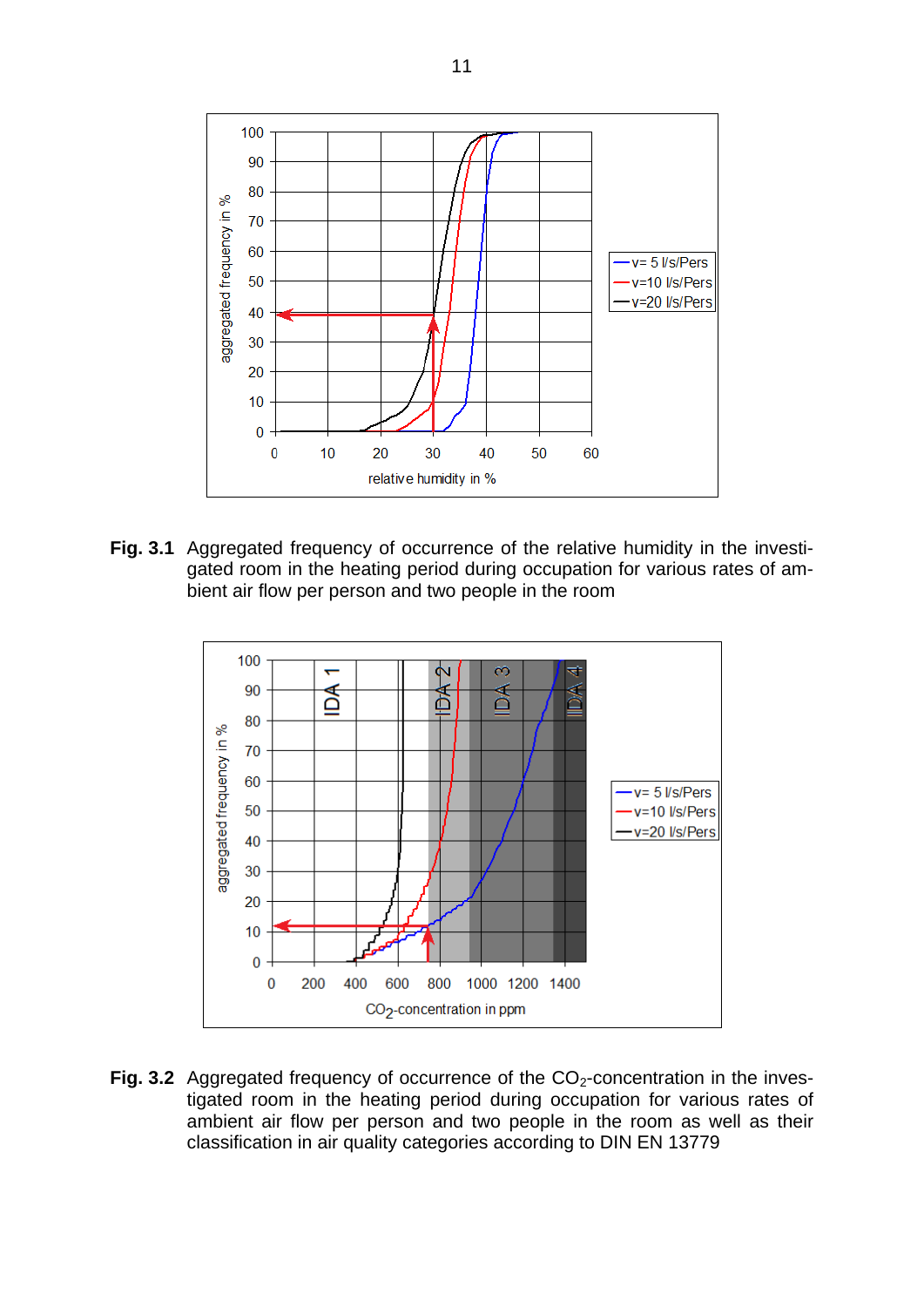**Fig. 3.1** Aggregated frequency of occurrence of the relative humidity in the investigated room in the heating period during occupation for various rates of ambient air flow per person and two people in the room

**Fig. 3.2** Aggregated frequency of occurrence of the $CO_2$-concentration in the investigated room in the heating period during occupation for various rates of ambient air flow per person and two people in the room as well as their classification in air quality categories according to DIN EN 13779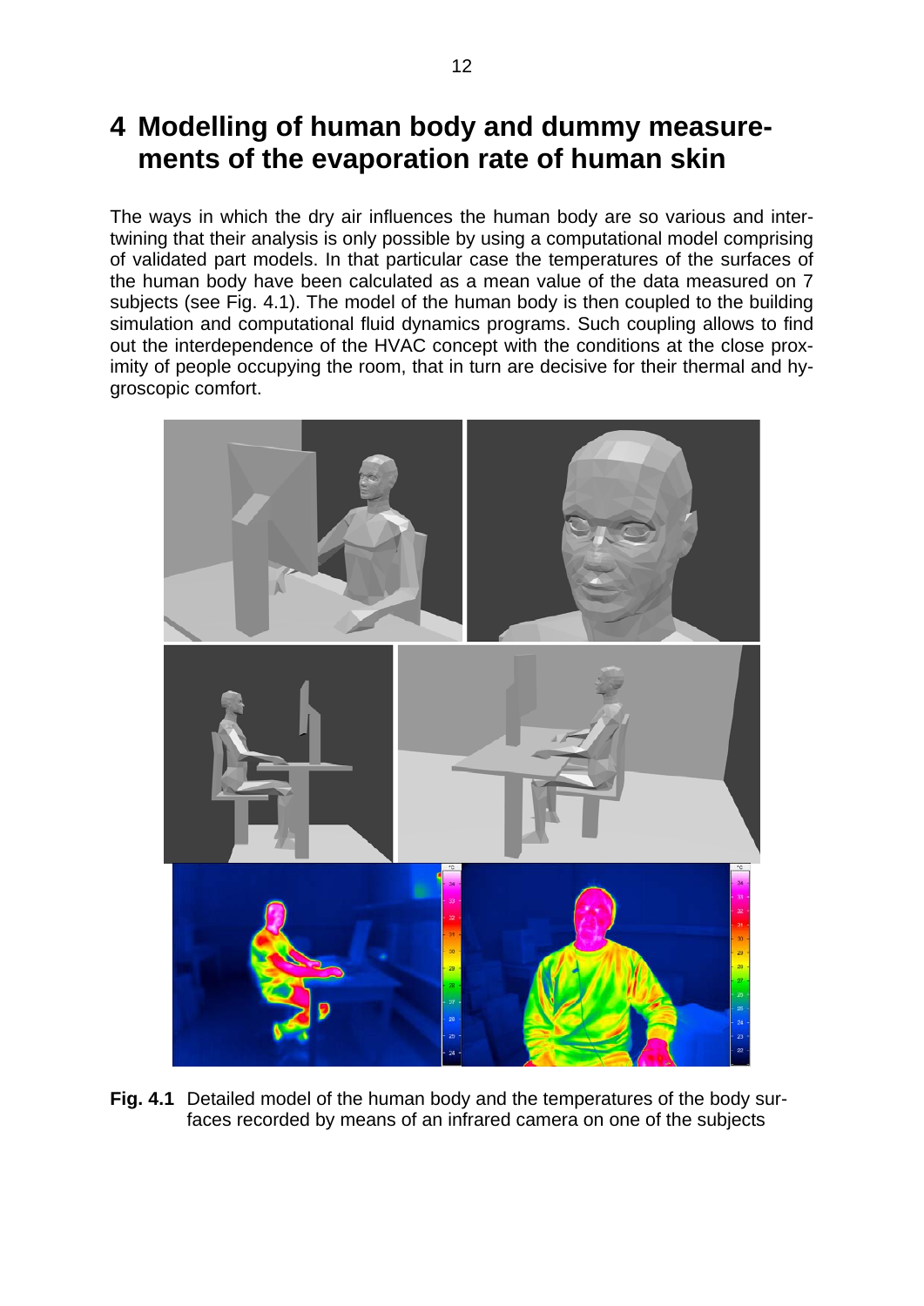# 4 Modelling of human body and dummy measurements of the evaporation rate of human skin

The ways in which the dry air influences the human body are so various and intertwining that their analysis is only possible by using a computational model comprising of validated part models. In that particular case the temperatures of the surfaces of the human body have been calculated as a mean value of the data measured on 7 subjects (see Fig. 4.1). The model of the human body is then coupled to the building simulation and computational fluid dynamics programs. Such coupling allows to find out the interdependence of the HVAC concept with the conditions at the close proximity of people occupying the room, that in turn are decisive for their thermal and hygroscopic comfort.

**Fig. 4.1** Detailed model of the human body and the temperatures of the body surfaces recorded by means of an infrared camera on one of the subjects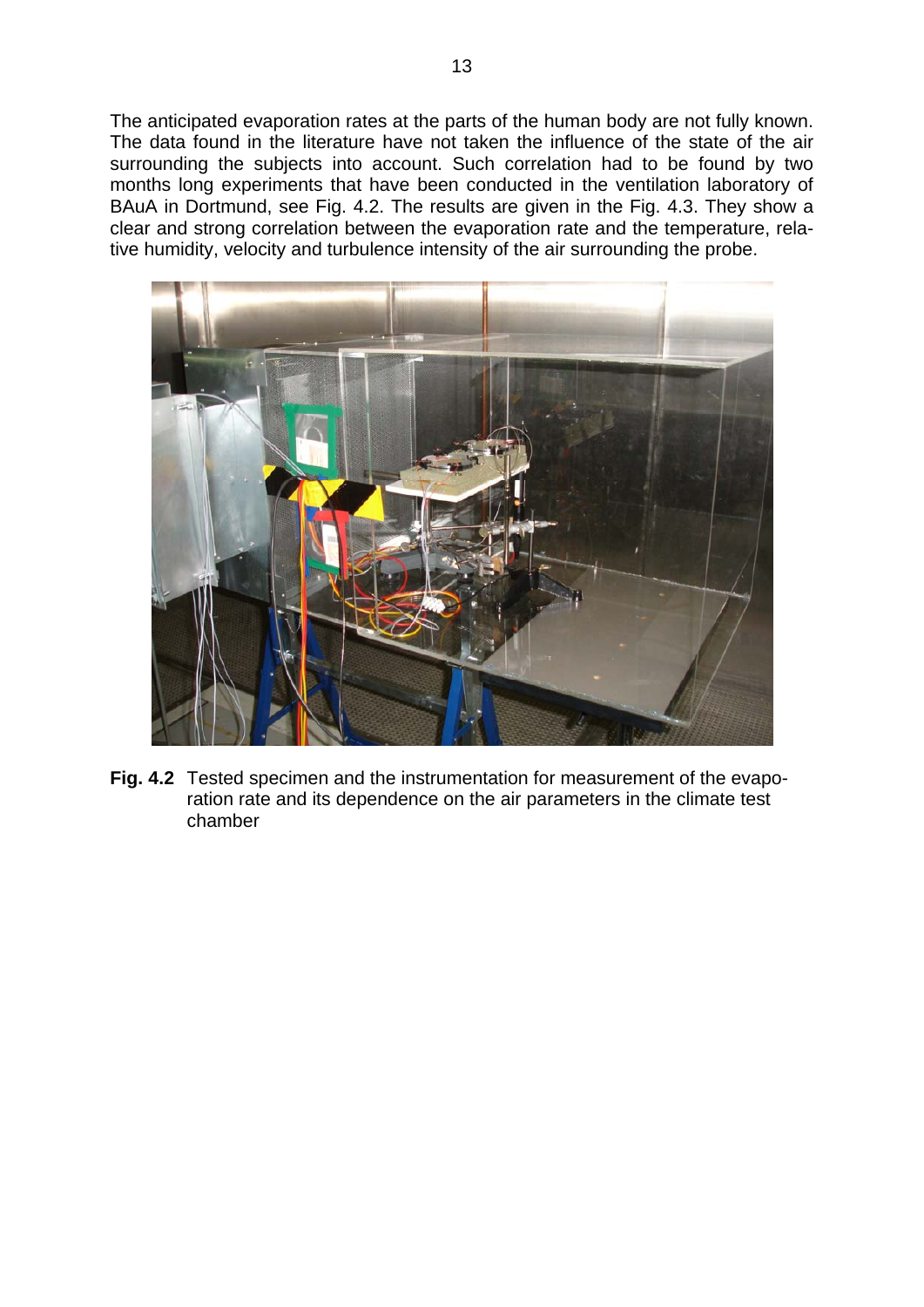The anticipated evaporation rates at the parts of the human body are not fully known. The data found in the literature have not taken the influence of the state of the air surrounding the subjects into account. Such correlation had to be found by two months long experiments that have been conducted in the ventilation laboratory of BAuA in Dortmund, see Fig. 4.2. The results are given in the Fig. 4.3. They show a clear and strong correlation between the evaporation rate and the temperature, relative humidity, velocity and turbulence intensity of the air surrounding the probe.

**Fig. 4.2** Tested specimen and the instrumentation for measurement of the evaporation rate and its dependence on the air parameters in the climate test chamber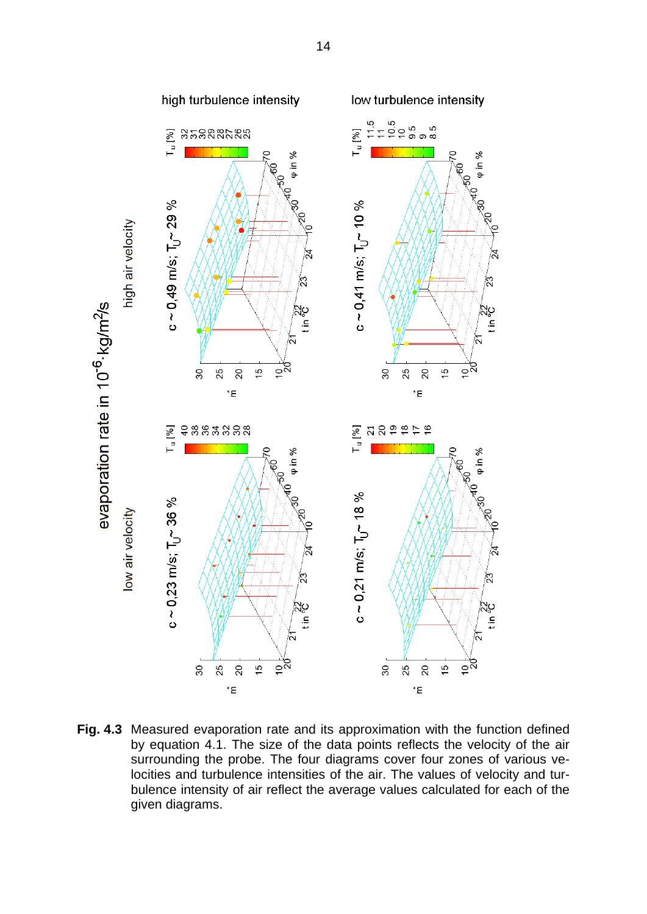**Fig. 4.3** Measured evaporation rate and its approximation with the function defined by equation 4.1. The size of the data points reflects the velocity of the air surrounding the probe. The four diagrams cover four zones of various velocities and turbulence intensities of the air. The values of velocity and turbulence intensity of air reflect the average values calculated for each of the given diagrams.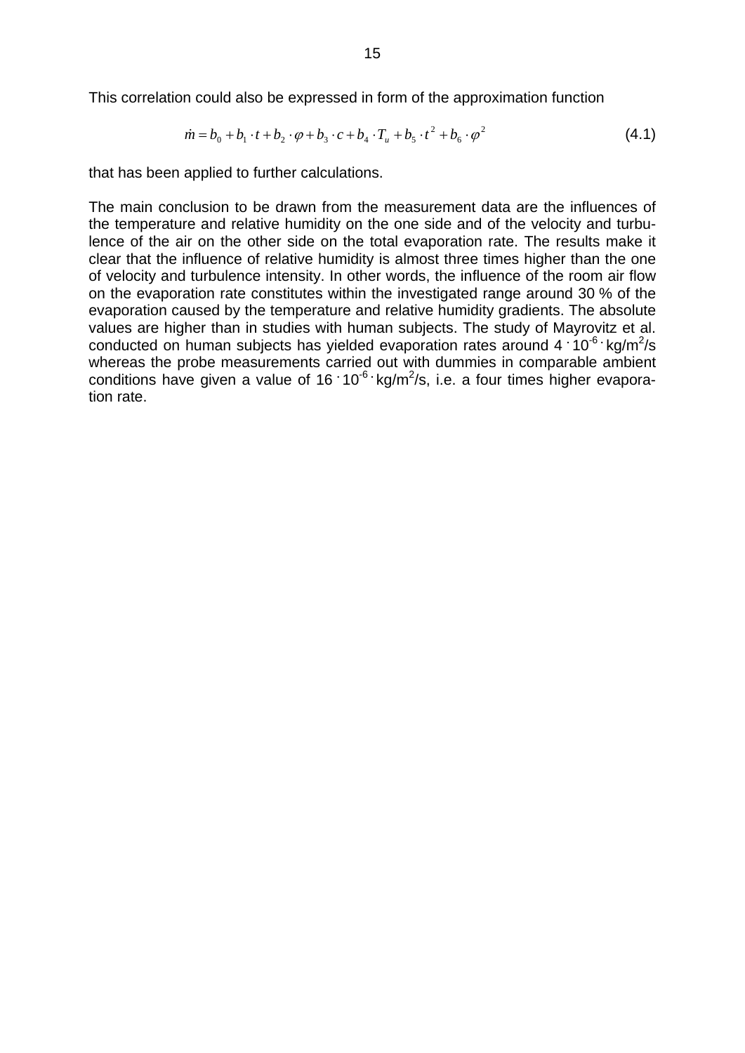This correlation could also be expressed in form of the approximation function

$$\dot{m} = b_0 + b_1 \cdot t + b_2 \cdot \varphi + b_3 \cdot c + b_4 \cdot T_u + b_5 \cdot t^2 + b_6 \cdot \varphi^2 \tag{4.1}$$

that has been applied to further calculations.

The main conclusion to be drawn from the measurement data are the influences of the temperature and relative humidity on the one side and of the velocity and turbulence of the air on the other side on the total evaporation rate. The results make it clear that the influence of relative humidity is almost three times higher than the one of velocity and turbulence intensity. In other words, the influence of the room air flow on the evaporation rate constitutes within the investigated range around 30 % of the evaporation caused by the temperature and relative humidity gradients. The absolute values are higher than in studies with human subjects. The study of Mayrovitz et al. conducted on human subjects has yielded evaporation rates around $4 \cdot 10^{-6} \cdot$ kg/m$^2$/s whereas the probe measurements carried out with dummies in comparable ambient conditions have given a value of $16 \cdot 10^{-6} \cdot$ kg/m$^2$/s, i.e. a four times higher evaporation rate.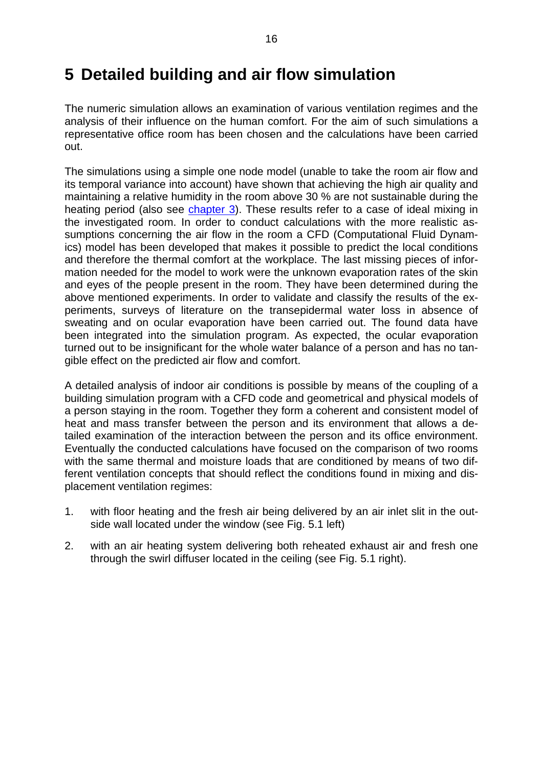# 5 Detailed building and air flow simulation

The numeric simulation allows an examination of various ventilation regimes and the analysis of their influence on the human comfort. For the aim of such simulations a representative office room has been chosen and the calculations have been carried out.

The simulations using a simple one node model (unable to take the room air flow and its temporal variance into account) have shown that achieving the high air quality and maintaining a relative humidity in the room above 30 % are not sustainable during the heating period (also see chapter 3). These results refer to a case of ideal mixing in the investigated room. In order to conduct calculations with the more realistic assumptions concerning the air flow in the room a CFD (Computational Fluid Dynamics) model has been developed that makes it possible to predict the local conditions and therefore the thermal comfort at the workplace. The last missing pieces of information needed for the model to work were the unknown evaporation rates of the skin and eyes of the people present in the room. They have been determined during the above mentioned experiments. In order to validate and classify the results of the experiments, surveys of literature on the transepidermal water loss in absence of sweating and on ocular evaporation have been carried out. The found data have been integrated into the simulation program. As expected, the ocular evaporation turned out to be insignificant for the whole water balance of a person and has no tangible effect on the predicted air flow and comfort.

A detailed analysis of indoor air conditions is possible by means of the coupling of a building simulation program with a CFD code and geometrical and physical models of a person staying in the room. Together they form a coherent and consistent model of heat and mass transfer between the person and its environment that allows a detailed examination of the interaction between the person and its office environment. Eventually the conducted calculations have focused on the comparison of two rooms with the same thermal and moisture loads that are conditioned by means of two different ventilation concepts that should reflect the conditions found in mixing and displacement ventilation regimes:

1. with floor heating and the fresh air being delivered by an air inlet slit in the outside wall located under the window (see Fig. 5.1 left)
2. with an air heating system delivering both reheated exhaust air and fresh one through the swirl diffuser located in the ceiling (see Fig. 5.1 right).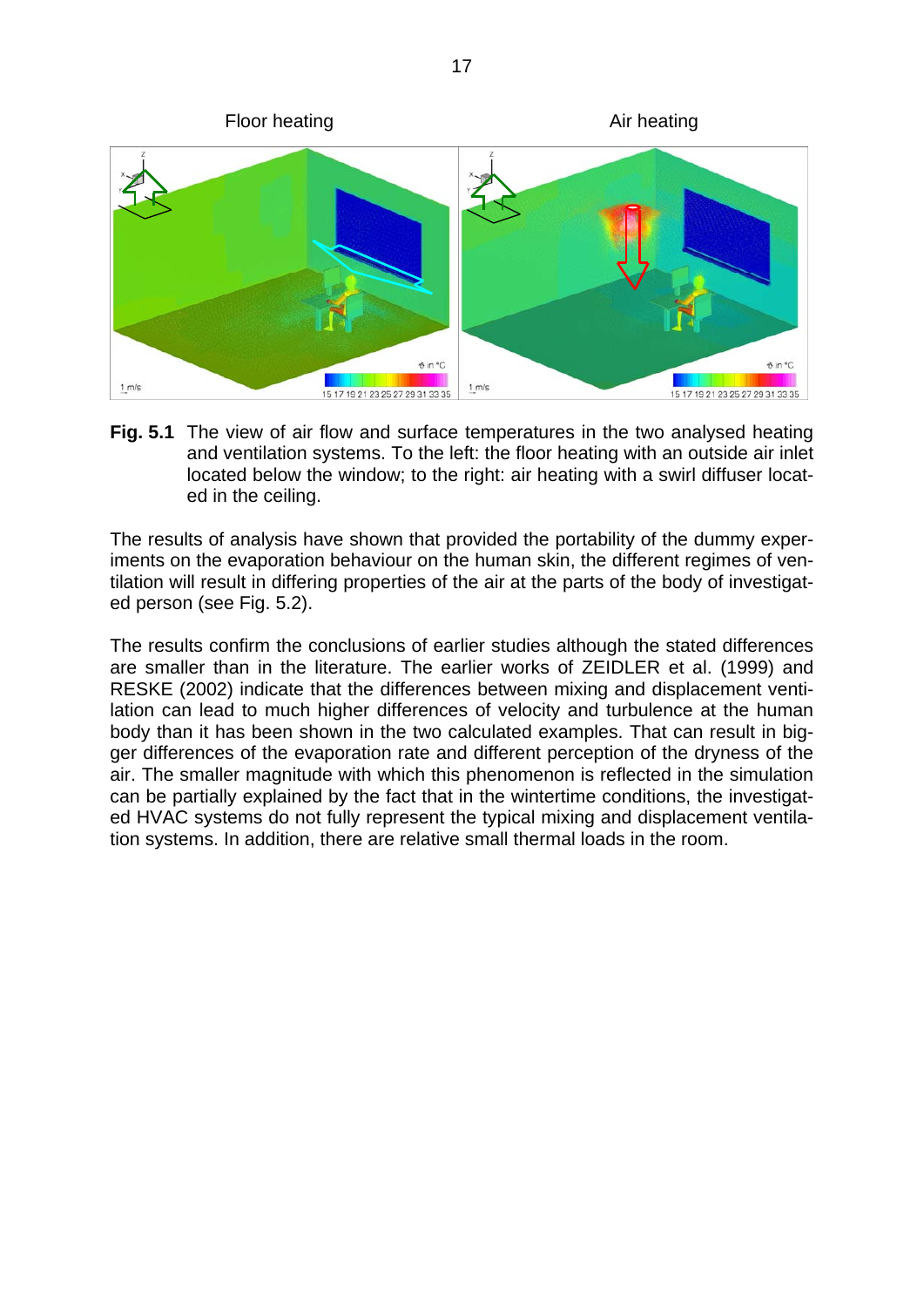**Fig. 5.1** The view of air flow and surface temperatures in the two analysed heating and ventilation systems. To the left: the floor heating with an outside air inlet located below the window; to the right: air heating with a swirl diffuser located in the ceiling.

The results of analysis have shown that provided the portability of the dummy experiments on the evaporation behaviour on the human skin, the different regimes of ventilation will result in differing properties of the air at the parts of the body of investigated person (see Fig. 5.2).

The results confirm the conclusions of earlier studies although the stated differences are smaller than in the literature. The earlier works of ZEIDLER et al. (1999) and RESKE (2002) indicate that the differences between mixing and displacement ventilation can lead to much higher differences of velocity and turbulence at the human body than it has been shown in the two calculated examples. That can result in bigger differences of the evaporation rate and different perception of the dryness of the air. The smaller magnitude with which this phenomenon is reflected in the simulation can be partially explained by the fact that in the wintertime conditions, the investigated HVAC systems do not fully represent the typical mixing and displacement ventilation systems. In addition, there are relative small thermal loads in the room.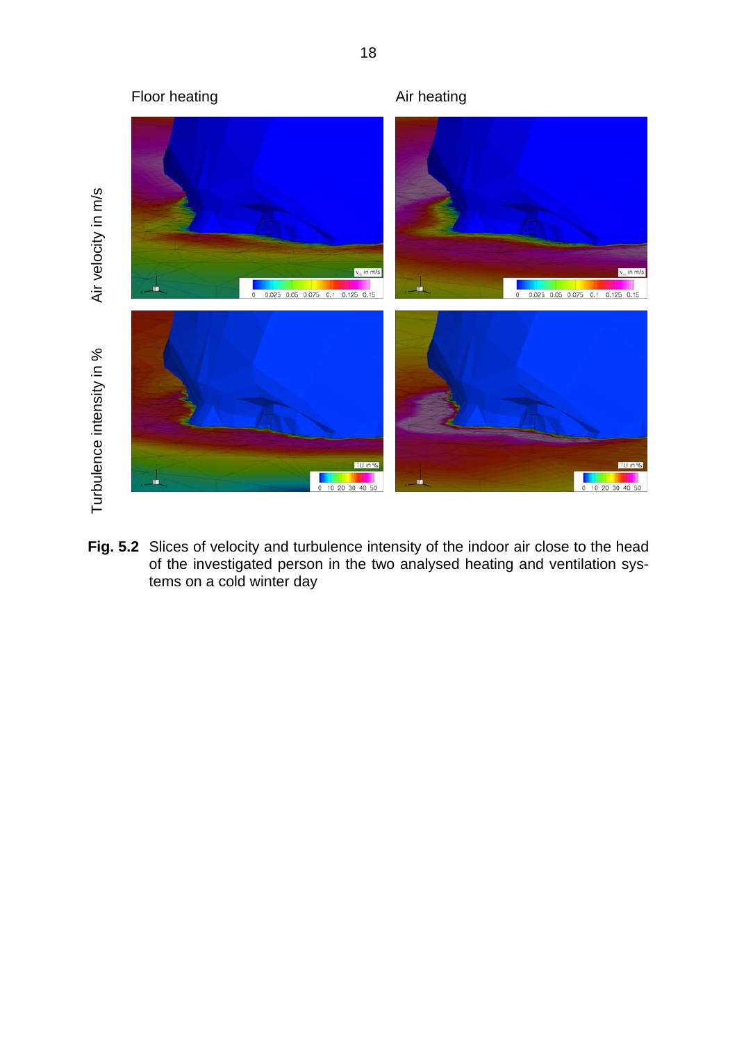**Fig. 5.2** Slices of velocity and turbulence intensity of the indoor air close to the head of the investigated person in the two analysed heating and ventilation systems on a cold winter day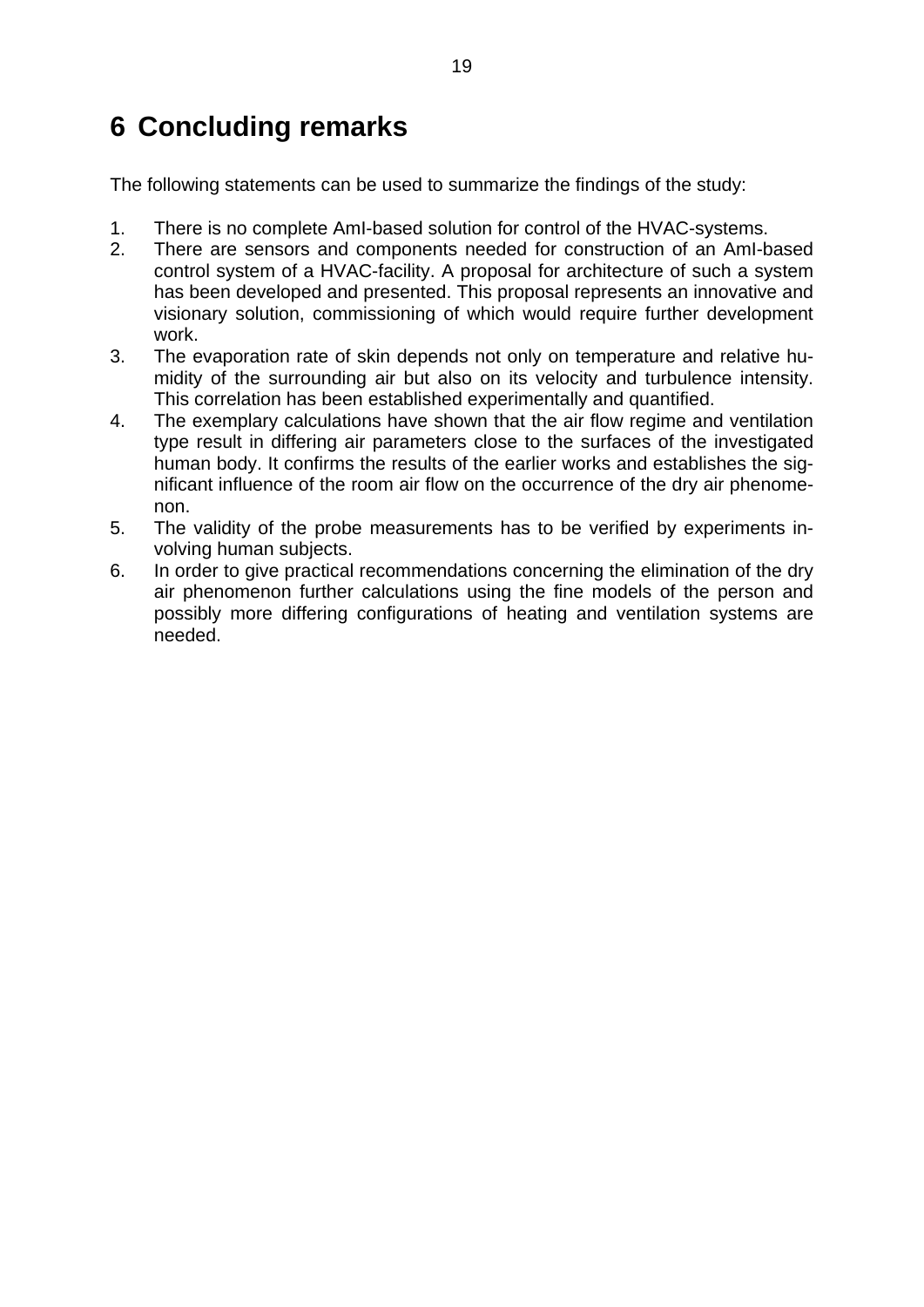# 6 Concluding remarks

The following statements can be used to summarize the findings of the study:

1. There is no complete AmI-based solution for control of the HVAC-systems.
2. There are sensors and components needed for construction of an AmI-based control system of a HVAC-facility. A proposal for architecture of such a system has been developed and presented. This proposal represents an innovative and visionary solution, commissioning of which would require further development work.
3. The evaporation rate of skin depends not only on temperature and relative humidity of the surrounding air but also on its velocity and turbulence intensity. This correlation has been established experimentally and quantified.
4. The exemplary calculations have shown that the air flow regime and ventilation type result in differing air parameters close to the surfaces of the investigated human body. It confirms the results of the earlier works and establishes the significant influence of the room air flow on the occurrence of the dry air phenomenon.
5. The validity of the probe measurements has to be verified by experiments involving human subjects.
6. In order to give practical recommendations concerning the elimination of the dry air phenomenon further calculations using the fine models of the person and possibly more differing configurations of heating and ventilation systems are needed.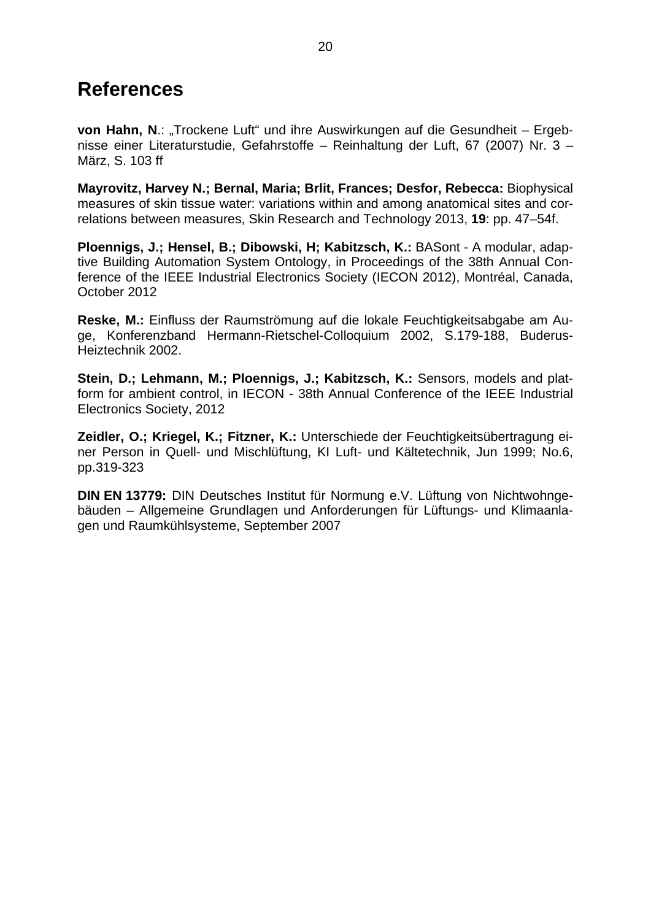# References

**von Hahn, N**.: „Trockene Luft“ und ihre Auswirkungen auf die Gesundheit – Ergebnisse einer Literaturstudie, Gefahrstoffe – Reinhaltung der Luft, 67 (2007) Nr. 3 – März, S. 103 ff

**Mayrovitz, Harvey N.; Bernal, Maria; Brlit, Frances; Desfor, Rebecca:** Biophysical measures of skin tissue water: variations within and among anatomical sites and correlations between measures, Skin Research and Technology 2013, **19**: pp. 47–54f.

**Ploennigs, J.; Hensel, B.; Dibowski, H; Kabitzsch, K.:** BASont - A modular, adaptive Building Automation System Ontology, in Proceedings of the 38th Annual Conference of the IEEE Industrial Electronics Society (IECON 2012), Montréal, Canada, October 2012

**Reske, M.:** Einfluss der Raumströmung auf die lokale Feuchtigkeitsabgabe am Auge, Konferenzband Hermann-Rietschel-Colloquium 2002, S.179-188, Buderus-Heiztechnik 2002.

**Stein, D.; Lehmann, M.; Ploennigs, J.; Kabitzsch, K.:** Sensors, models and platform for ambient control, in IECON - 38th Annual Conference of the IEEE Industrial Electronics Society, 2012

**Zeidler, O.; Kriegel, K.; Fitzner, K.:** Unterschiede der Feuchtigkeitsübertragung einer Person in Quell- und Mischlüftung, KI Luft- und Kältetechnik, Jun 1999; No.6, pp.319-323

**DIN EN 13779:** DIN Deutsches Institut für Normung e.V. Lüftung von Nichtwohngebäuden – Allgemeine Grundlagen und Anforderungen für Lüftungs- und Klimaanlagen und Raumkühlsysteme, September 2007